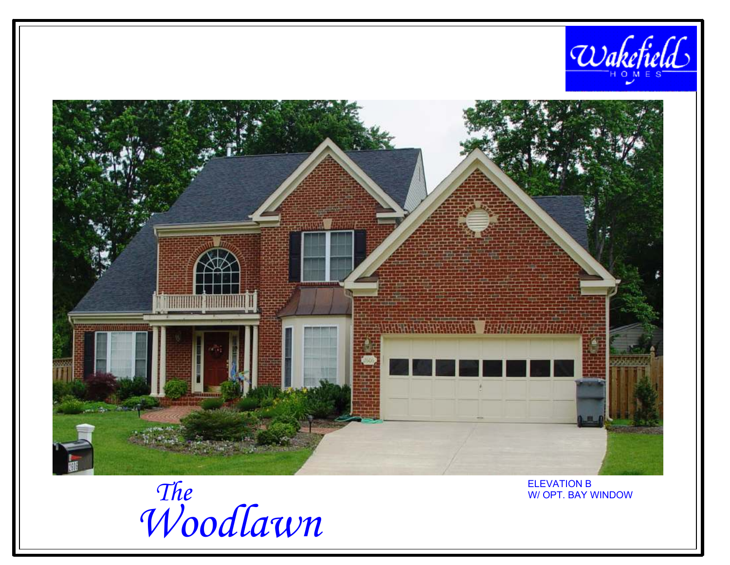Wakefield HOMES

ELEVATION B
W/ OPT. BAY WINDOW

# The Woodlawn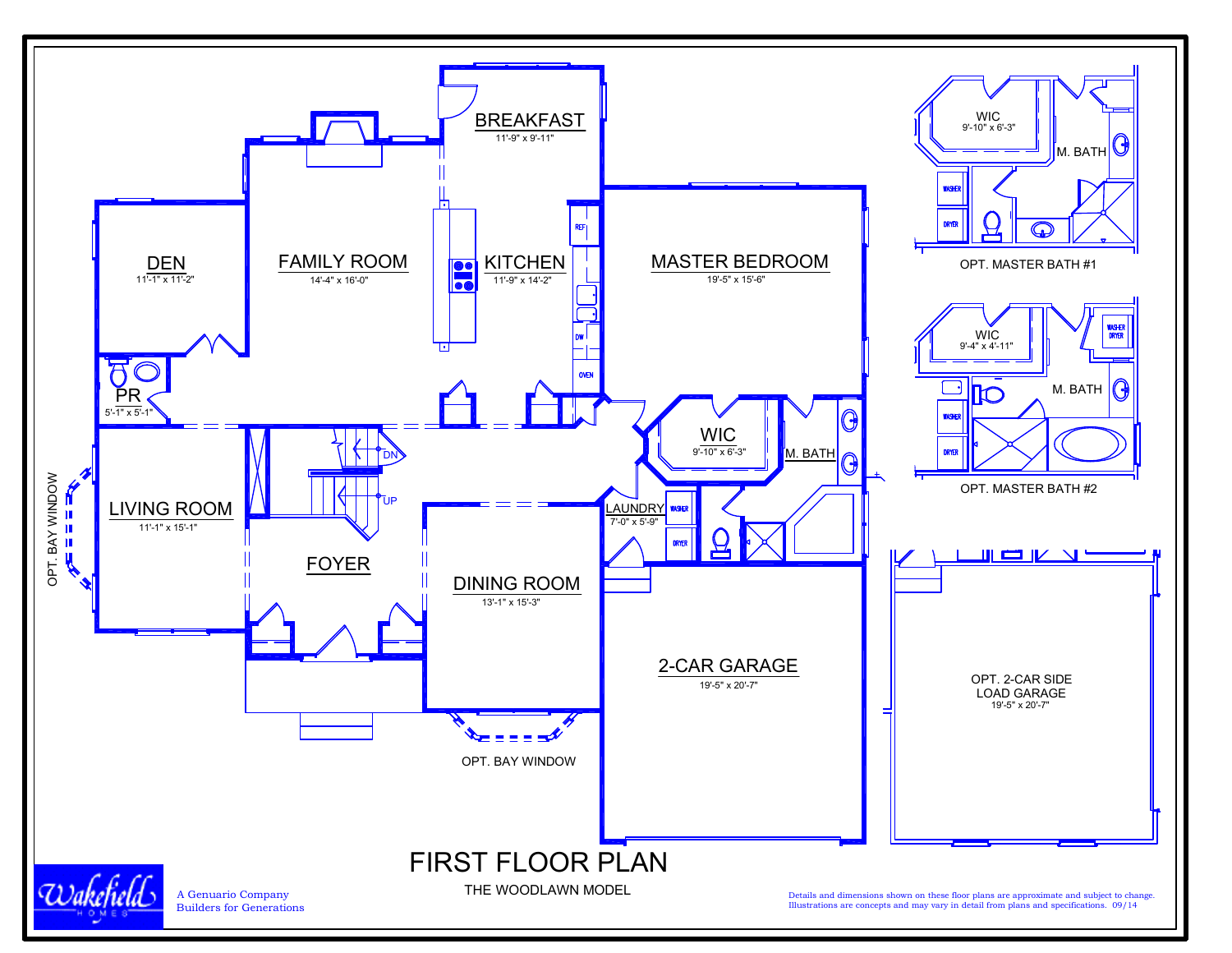# FIRST FLOOR PLAN

THE WOODLAWN MODEL

| Room | Dimensions |
| --- | --- |
| BREAKFAST | 11'-9" x 9'-11" |
| DEN | 11'-1" x 11'-2" |
| FAMILY ROOM | 14'-4" x 16'-0" |
| KITCHEN | 11'-9" x 14'-2" |
| MASTER BEDROOM | 19'-5" x 15'-6" |
| PR | 5'-1" x 5'-1" |
| WIC | 9'-10" x 6'-3" |
| M. BATH | |
| LIVING ROOM | 11'-1" x 15'-1" |
| FOYER | |
| LAUNDRY | 7'-0" x 5'-9" |
| DINING ROOM | 13'-1" x 15'-3" |
| 2-CAR GARAGE | 19'-5" x 20'-7" |

REF, DW, OVEN, WASHER, DRYER, DN, UP

OPT. BAY WINDOW

OPT. BAY WINDOW

**OPT. MASTER BATH #1**

WIC 9'-10" x 6'-3", M. BATH, WASHER, DRYER

**OPT. MASTER BATH #2**

WIC 9'-4" x 4'-11", M. BATH, WASHER DRYER, WASHER, DRYER

OPT. 2-CAR SIDE LOAD GARAGE
19'-5" x 20'-7"

Wakefield HOMES

A Genuario Company
Builders for Generations

Details and dimensions shown on these floor plans are approximate and subject to change.
Illustrations are concepts and may vary in detail from plans and specifications. 09/14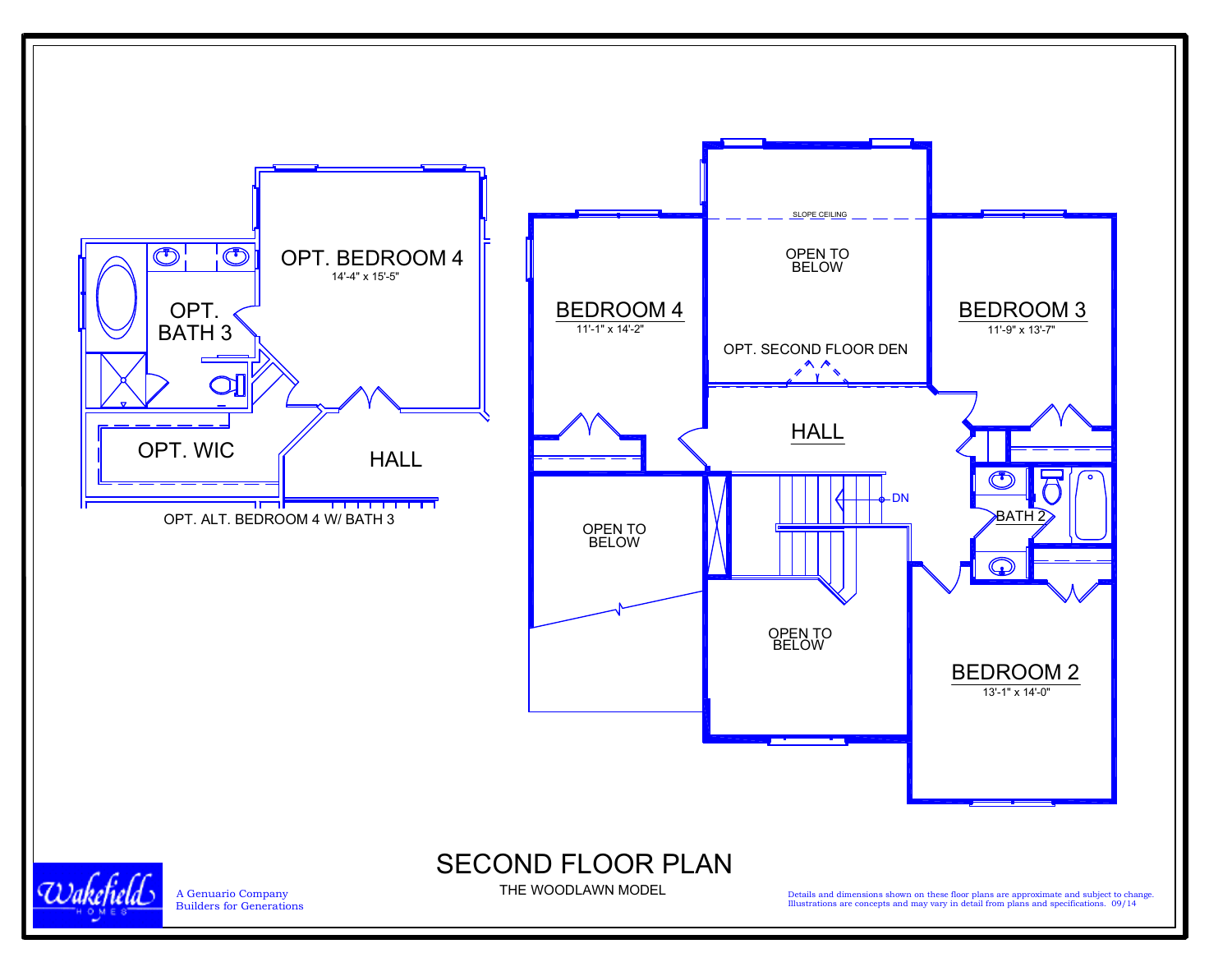OPT. BEDROOM 4
14'-4" x 15'-5"

OPT. BATH 3

OPT. WIC

HALL

OPT. ALT. BEDROOM 4 W/ BATH 3

SLOPE CEILING

OPEN TO BELOW

OPT. SECOND FLOOR DEN

BEDROOM 4
11'-1" x 14'-2"

BEDROOM 3
11'-9" x 13'-7"

HALL

DN

BATH 2

OPEN TO BELOW

OPEN TO BELOW

BEDROOM 2
13'-1" x 14'-0"

# SECOND FLOOR PLAN

THE WOODLAWN MODEL

Wakefield HOMES

A Genuario Company
Builders for Generations

Details and dimensions shown on these floor plans are approximate and subject to change.
Illustrations are concepts and may vary in detail from plans and specifications. 09/14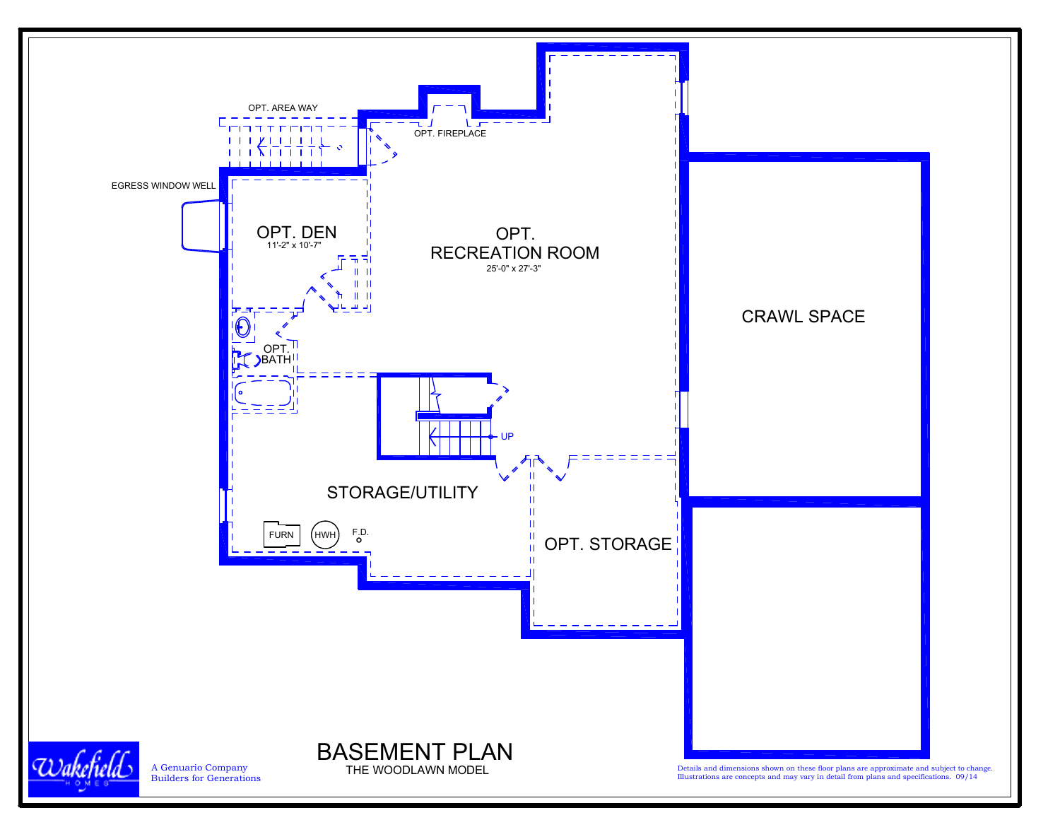OPT. AREA WAY

OPT. FIREPLACE

EGRESS WINDOW WELL

OPT. DEN
11'-2" x 10'-7"

OPT.
RECREATION ROOM
25'-0" x 27'-3"

CRAWL SPACE

OPT.
BATH

UP

STORAGE/UTILITY

FURN

HWH

F.D.

OPT. STORAGE

Wakefield HOMES

A Genuario Company
Builders for Generations

# BASEMENT PLAN

THE WOODLAWN MODEL

Details and dimensions shown on these floor plans are approximate and subject to change.
Illustrations are concepts and may vary in detail from plans and specifications. 09/14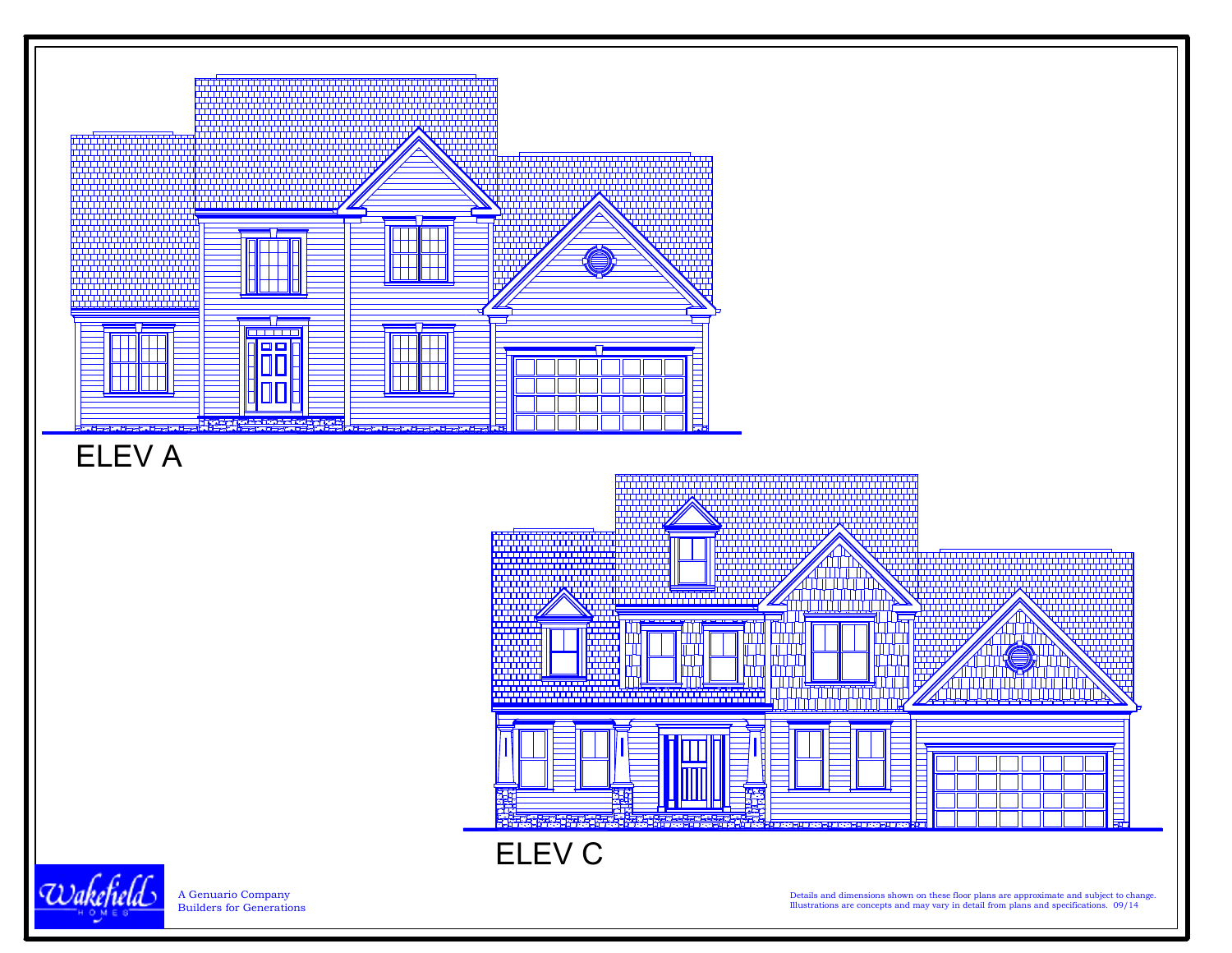ELEV A

ELEV C

Wakefield HOMES

A Genuario Company
Builders for Generations

Details and dimensions shown on these floor plans are approximate and subject to change.
Illustrations are concepts and may vary in detail from plans and specifications. 09/14